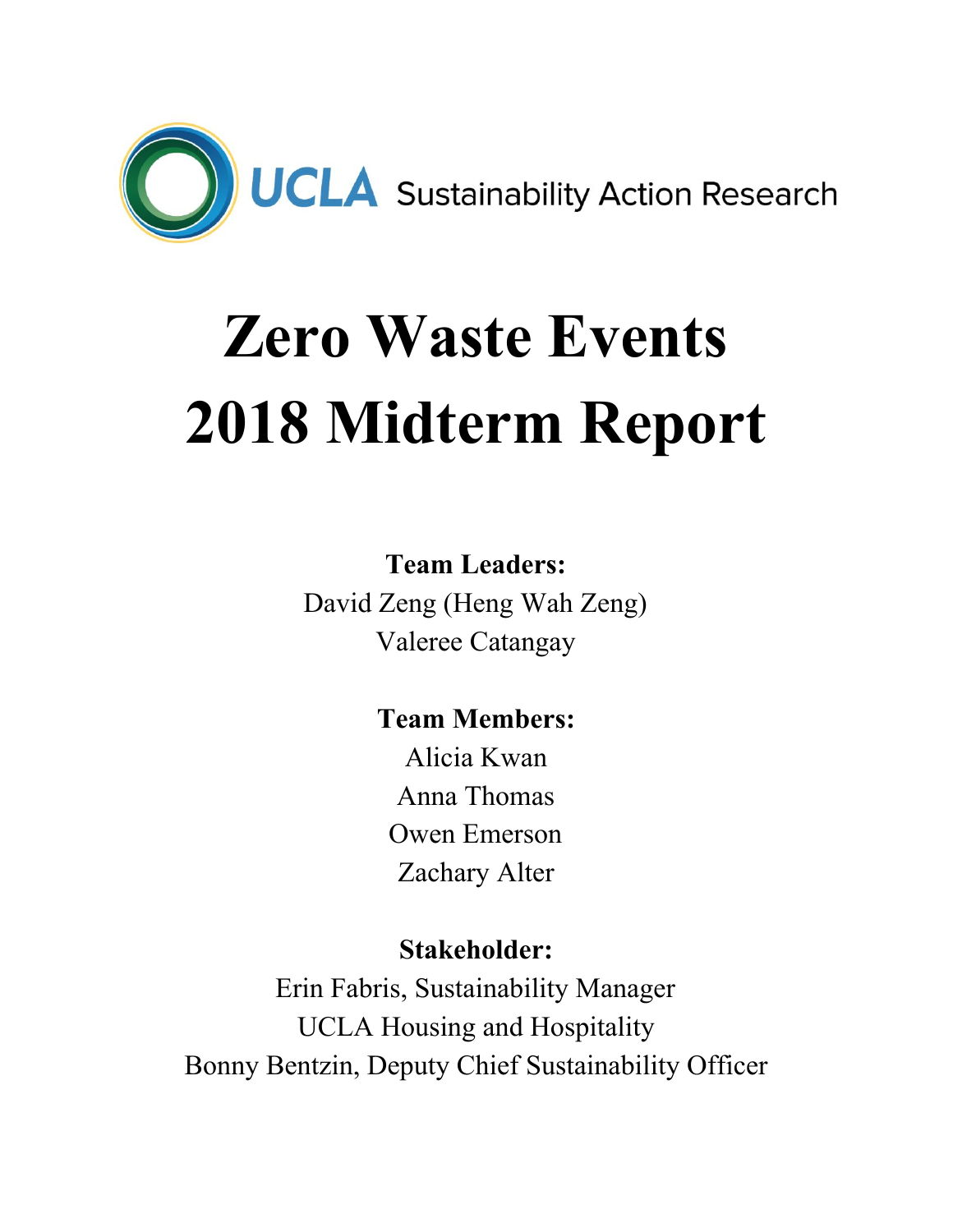UCLA Sustainability Action Research

# Zero Waste Events 2018 Midterm Report

**Team Leaders:**

David Zeng (Heng Wah Zeng)

Valeree Catangay

**Team Members:**

Alicia Kwan

Anna Thomas

Owen Emerson

Zachary Alter

**Stakeholder:**

Erin Fabris, Sustainability Manager

UCLA Housing and Hospitality

Bonny Bentzin, Deputy Chief Sustainability Officer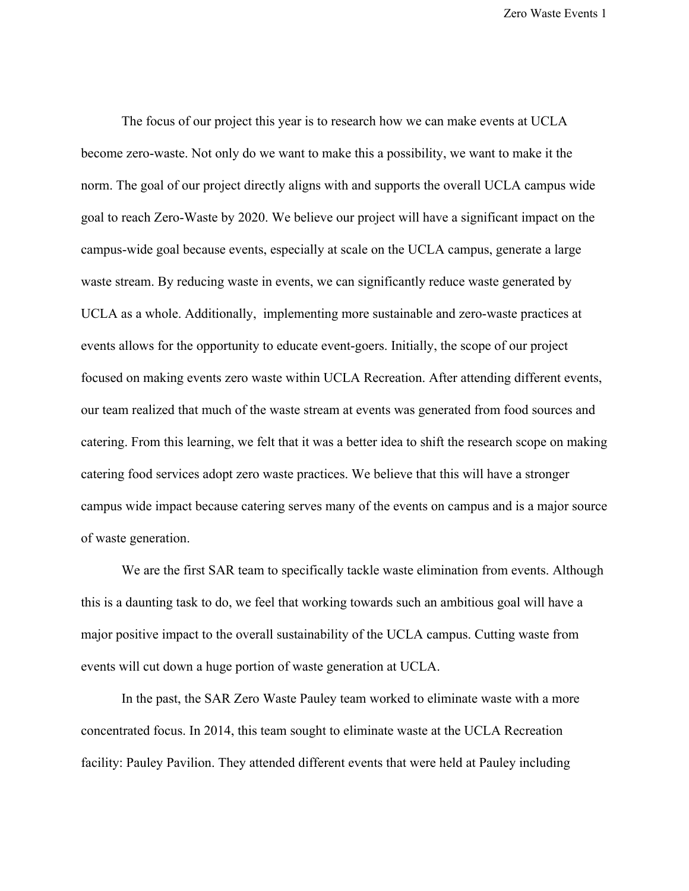The focus of our project this year is to research how we can make events at UCLA become zero-waste. Not only do we want to make this a possibility, we want to make it the norm. The goal of our project directly aligns with and supports the overall UCLA campus wide goal to reach Zero-Waste by 2020. We believe our project will have a significant impact on the campus-wide goal because events, especially at scale on the UCLA campus, generate a large waste stream. By reducing waste in events, we can significantly reduce waste generated by UCLA as a whole. Additionally, implementing more sustainable and zero-waste practices at events allows for the opportunity to educate event-goers. Initially, the scope of our project focused on making events zero waste within UCLA Recreation. After attending different events, our team realized that much of the waste stream at events was generated from food sources and catering. From this learning, we felt that it was a better idea to shift the research scope on making catering food services adopt zero waste practices. We believe that this will have a stronger campus wide impact because catering serves many of the events on campus and is a major source of waste generation.

We are the first SAR team to specifically tackle waste elimination from events. Although this is a daunting task to do, we feel that working towards such an ambitious goal will have a major positive impact to the overall sustainability of the UCLA campus. Cutting waste from events will cut down a huge portion of waste generation at UCLA.

In the past, the SAR Zero Waste Pauley team worked to eliminate waste with a more concentrated focus. In 2014, this team sought to eliminate waste at the UCLA Recreation facility: Pauley Pavilion. They attended different events that were held at Pauley including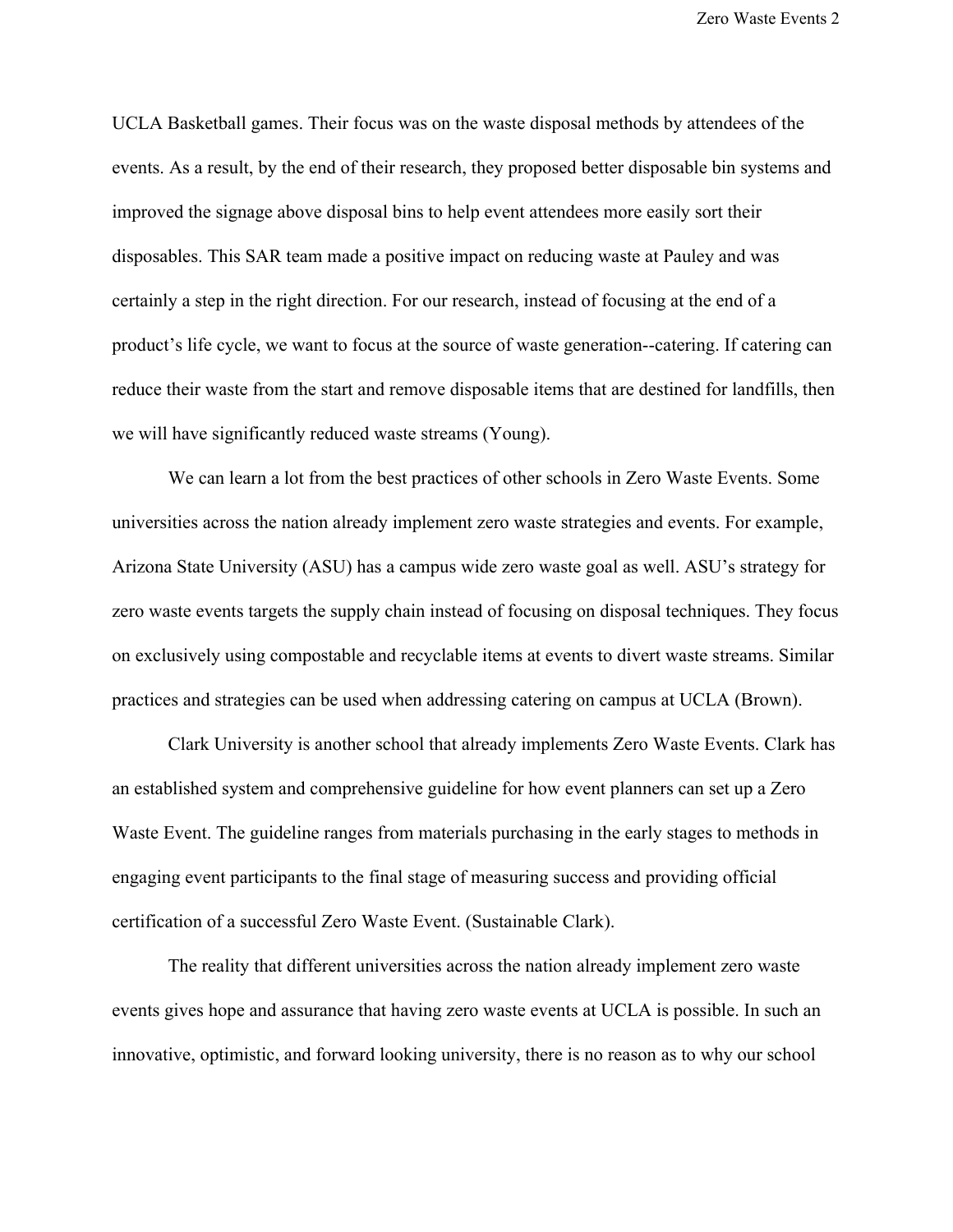UCLA Basketball games. Their focus was on the waste disposal methods by attendees of the events. As a result, by the end of their research, they proposed better disposable bin systems and improved the signage above disposal bins to help event attendees more easily sort their disposables. This SAR team made a positive impact on reducing waste at Pauley and was certainly a step in the right direction. For our research, instead of focusing at the end of a product's life cycle, we want to focus at the source of waste generation--catering. If catering can reduce their waste from the start and remove disposable items that are destined for landfills, then we will have significantly reduced waste streams (Young).

We can learn a lot from the best practices of other schools in Zero Waste Events. Some universities across the nation already implement zero waste strategies and events. For example, Arizona State University (ASU) has a campus wide zero waste goal as well. ASU's strategy for zero waste events targets the supply chain instead of focusing on disposal techniques. They focus on exclusively using compostable and recyclable items at events to divert waste streams. Similar practices and strategies can be used when addressing catering on campus at UCLA (Brown).

Clark University is another school that already implements Zero Waste Events. Clark has an established system and comprehensive guideline for how event planners can set up a Zero Waste Event. The guideline ranges from materials purchasing in the early stages to methods in engaging event participants to the final stage of measuring success and providing official certification of a successful Zero Waste Event. (Sustainable Clark).

The reality that different universities across the nation already implement zero waste events gives hope and assurance that having zero waste events at UCLA is possible. In such an innovative, optimistic, and forward looking university, there is no reason as to why our school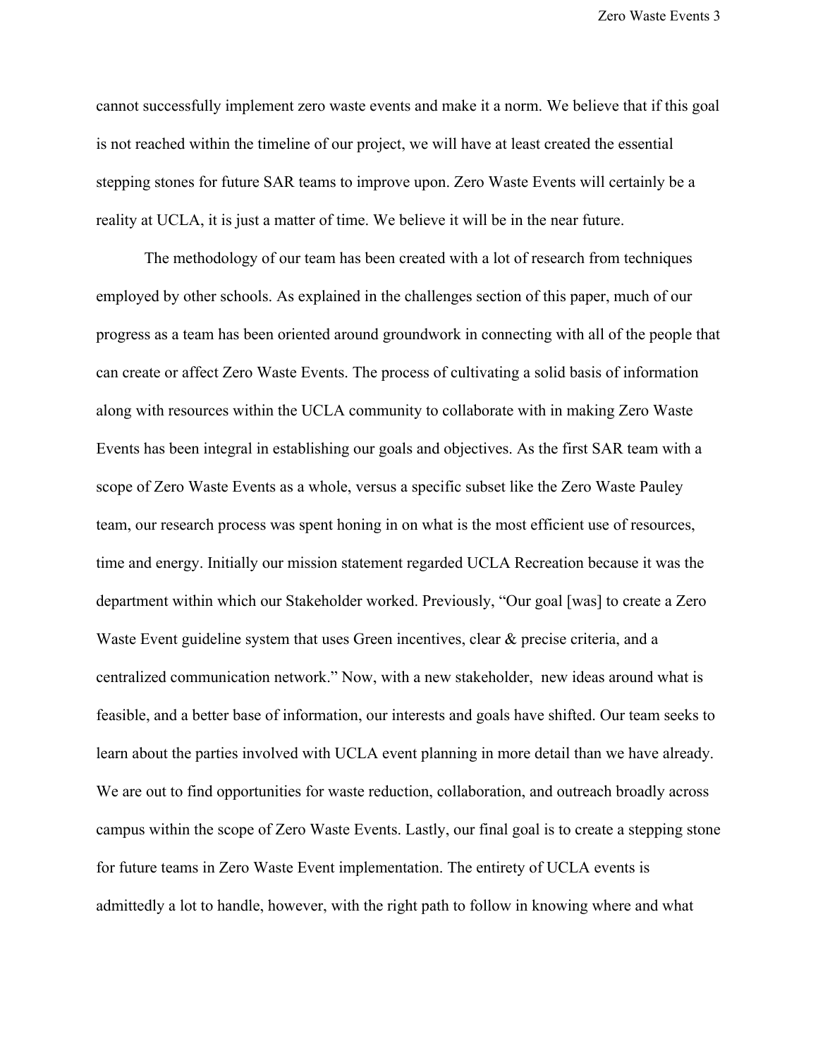cannot successfully implement zero waste events and make it a norm. We believe that if this goal is not reached within the timeline of our project, we will have at least created the essential stepping stones for future SAR teams to improve upon. Zero Waste Events will certainly be a reality at UCLA, it is just a matter of time. We believe it will be in the near future.

The methodology of our team has been created with a lot of research from techniques employed by other schools. As explained in the challenges section of this paper, much of our progress as a team has been oriented around groundwork in connecting with all of the people that can create or affect Zero Waste Events. The process of cultivating a solid basis of information along with resources within the UCLA community to collaborate with in making Zero Waste Events has been integral in establishing our goals and objectives. As the first SAR team with a scope of Zero Waste Events as a whole, versus a specific subset like the Zero Waste Pauley team, our research process was spent honing in on what is the most efficient use of resources, time and energy. Initially our mission statement regarded UCLA Recreation because it was the department within which our Stakeholder worked. Previously, "Our goal [was] to create a Zero Waste Event guideline system that uses Green incentives, clear & precise criteria, and a centralized communication network." Now, with a new stakeholder, new ideas around what is feasible, and a better base of information, our interests and goals have shifted. Our team seeks to learn about the parties involved with UCLA event planning in more detail than we have already. We are out to find opportunities for waste reduction, collaboration, and outreach broadly across campus within the scope of Zero Waste Events. Lastly, our final goal is to create a stepping stone for future teams in Zero Waste Event implementation. The entirety of UCLA events is admittedly a lot to handle, however, with the right path to follow in knowing where and what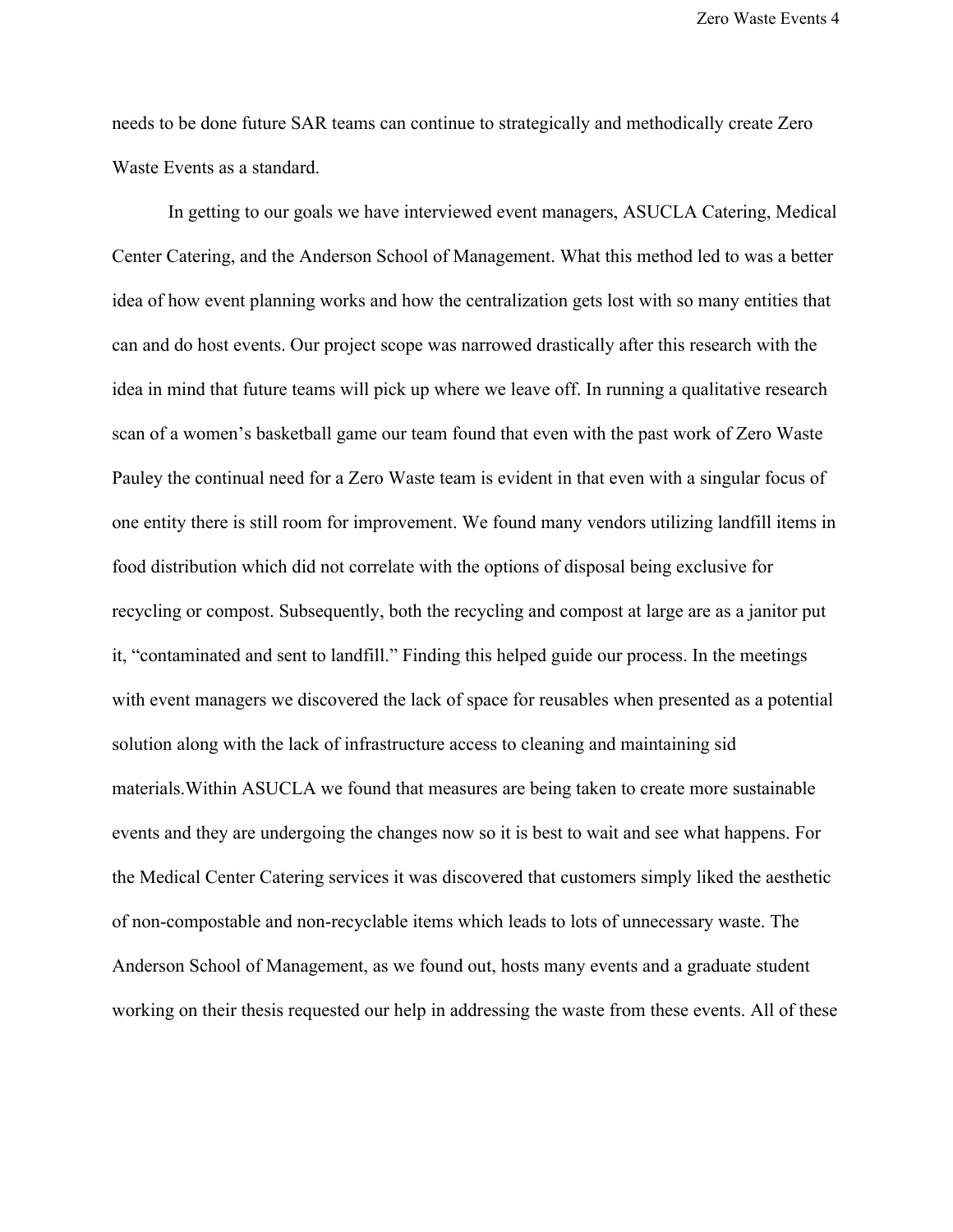needs to be done future SAR teams can continue to strategically and methodically create Zero Waste Events as a standard.

In getting to our goals we have interviewed event managers, ASUCLA Catering, Medical Center Catering, and the Anderson School of Management. What this method led to was a better idea of how event planning works and how the centralization gets lost with so many entities that can and do host events. Our project scope was narrowed drastically after this research with the idea in mind that future teams will pick up where we leave off. In running a qualitative research scan of a women's basketball game our team found that even with the past work of Zero Waste Pauley the continual need for a Zero Waste team is evident in that even with a singular focus of one entity there is still room for improvement. We found many vendors utilizing landfill items in food distribution which did not correlate with the options of disposal being exclusive for recycling or compost. Subsequently, both the recycling and compost at large are as a janitor put it, "contaminated and sent to landfill." Finding this helped guide our process. In the meetings with event managers we discovered the lack of space for reusables when presented as a potential solution along with the lack of infrastructure access to cleaning and maintaining sid materials.Within ASUCLA we found that measures are being taken to create more sustainable events and they are undergoing the changes now so it is best to wait and see what happens. For the Medical Center Catering services it was discovered that customers simply liked the aesthetic of non-compostable and non-recyclable items which leads to lots of unnecessary waste. The Anderson School of Management, as we found out, hosts many events and a graduate student working on their thesis requested our help in addressing the waste from these events. All of these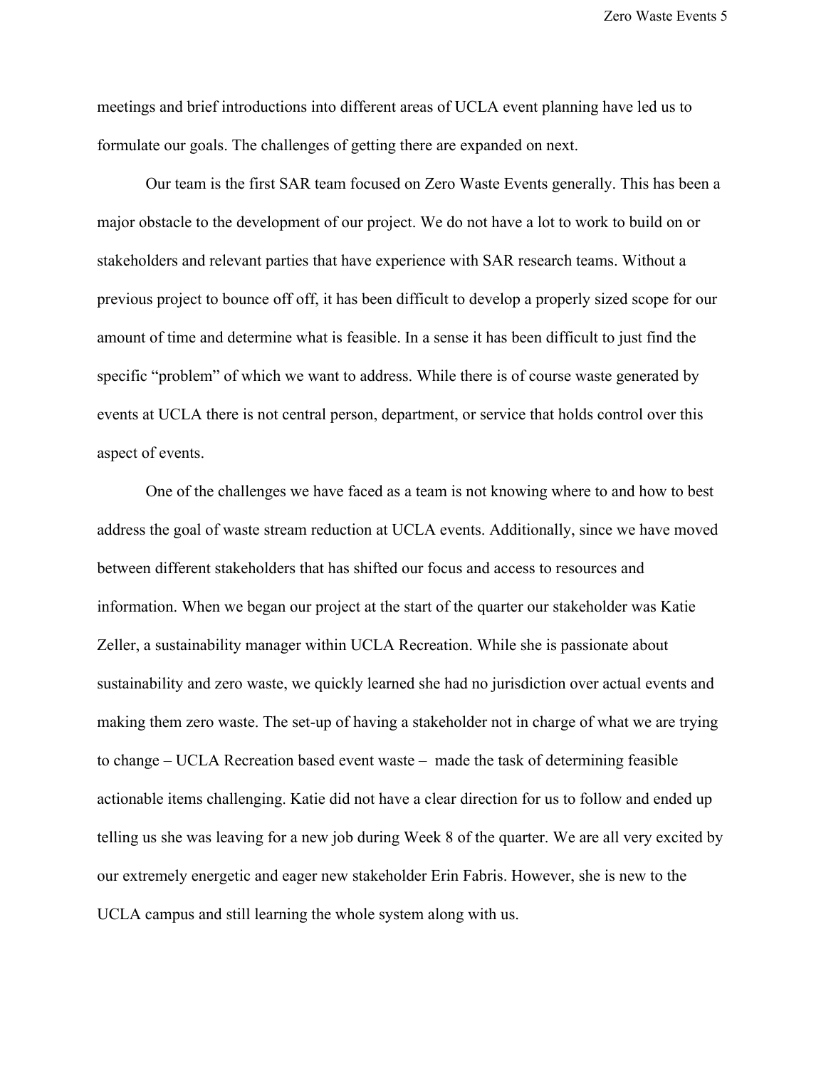meetings and brief introductions into different areas of UCLA event planning have led us to formulate our goals. The challenges of getting there are expanded on next.

Our team is the first SAR team focused on Zero Waste Events generally. This has been a major obstacle to the development of our project. We do not have a lot to work to build on or stakeholders and relevant parties that have experience with SAR research teams. Without a previous project to bounce off off, it has been difficult to develop a properly sized scope for our amount of time and determine what is feasible. In a sense it has been difficult to just find the specific "problem" of which we want to address. While there is of course waste generated by events at UCLA there is not central person, department, or service that holds control over this aspect of events.

One of the challenges we have faced as a team is not knowing where to and how to best address the goal of waste stream reduction at UCLA events. Additionally, since we have moved between different stakeholders that has shifted our focus and access to resources and information. When we began our project at the start of the quarter our stakeholder was Katie Zeller, a sustainability manager within UCLA Recreation. While she is passionate about sustainability and zero waste, we quickly learned she had no jurisdiction over actual events and making them zero waste. The set-up of having a stakeholder not in charge of what we are trying to change – UCLA Recreation based event waste – made the task of determining feasible actionable items challenging. Katie did not have a clear direction for us to follow and ended up telling us she was leaving for a new job during Week 8 of the quarter. We are all very excited by our extremely energetic and eager new stakeholder Erin Fabris. However, she is new to the UCLA campus and still learning the whole system along with us.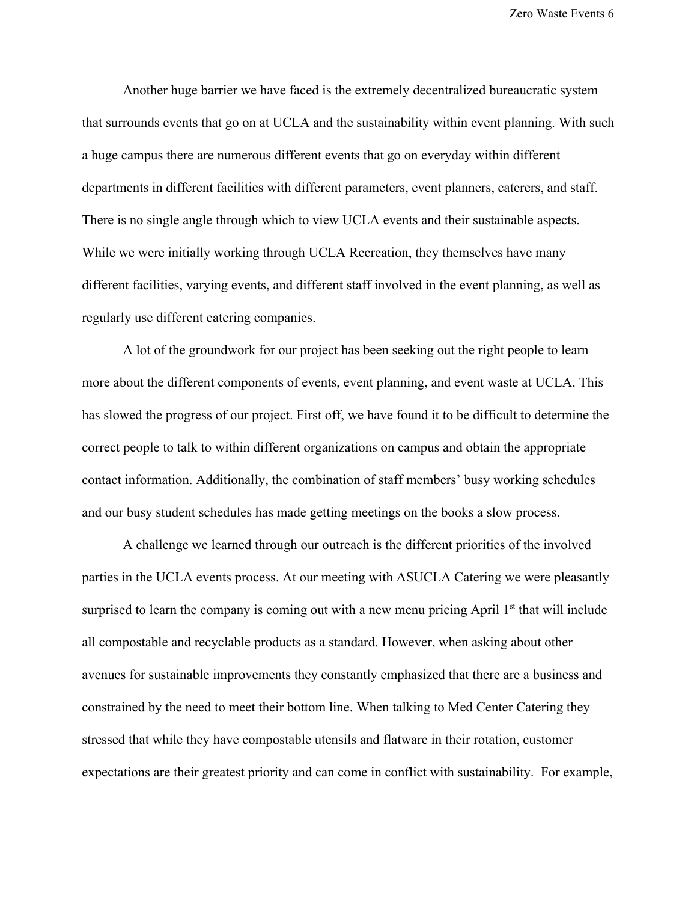Another huge barrier we have faced is the extremely decentralized bureaucratic system that surrounds events that go on at UCLA and the sustainability within event planning. With such a huge campus there are numerous different events that go on everyday within different departments in different facilities with different parameters, event planners, caterers, and staff. There is no single angle through which to view UCLA events and their sustainable aspects. While we were initially working through UCLA Recreation, they themselves have many different facilities, varying events, and different staff involved in the event planning, as well as regularly use different catering companies.

A lot of the groundwork for our project has been seeking out the right people to learn more about the different components of events, event planning, and event waste at UCLA. This has slowed the progress of our project. First off, we have found it to be difficult to determine the correct people to talk to within different organizations on campus and obtain the appropriate contact information. Additionally, the combination of staff members' busy working schedules and our busy student schedules has made getting meetings on the books a slow process.

A challenge we learned through our outreach is the different priorities of the involved parties in the UCLA events process. At our meeting with ASUCLA Catering we were pleasantly surprised to learn the company is coming out with a new menu pricing April 1st that will include all compostable and recyclable products as a standard. However, when asking about other avenues for sustainable improvements they constantly emphasized that there are a business and constrained by the need to meet their bottom line. When talking to Med Center Catering they stressed that while they have compostable utensils and flatware in their rotation, customer expectations are their greatest priority and can come in conflict with sustainability. For example,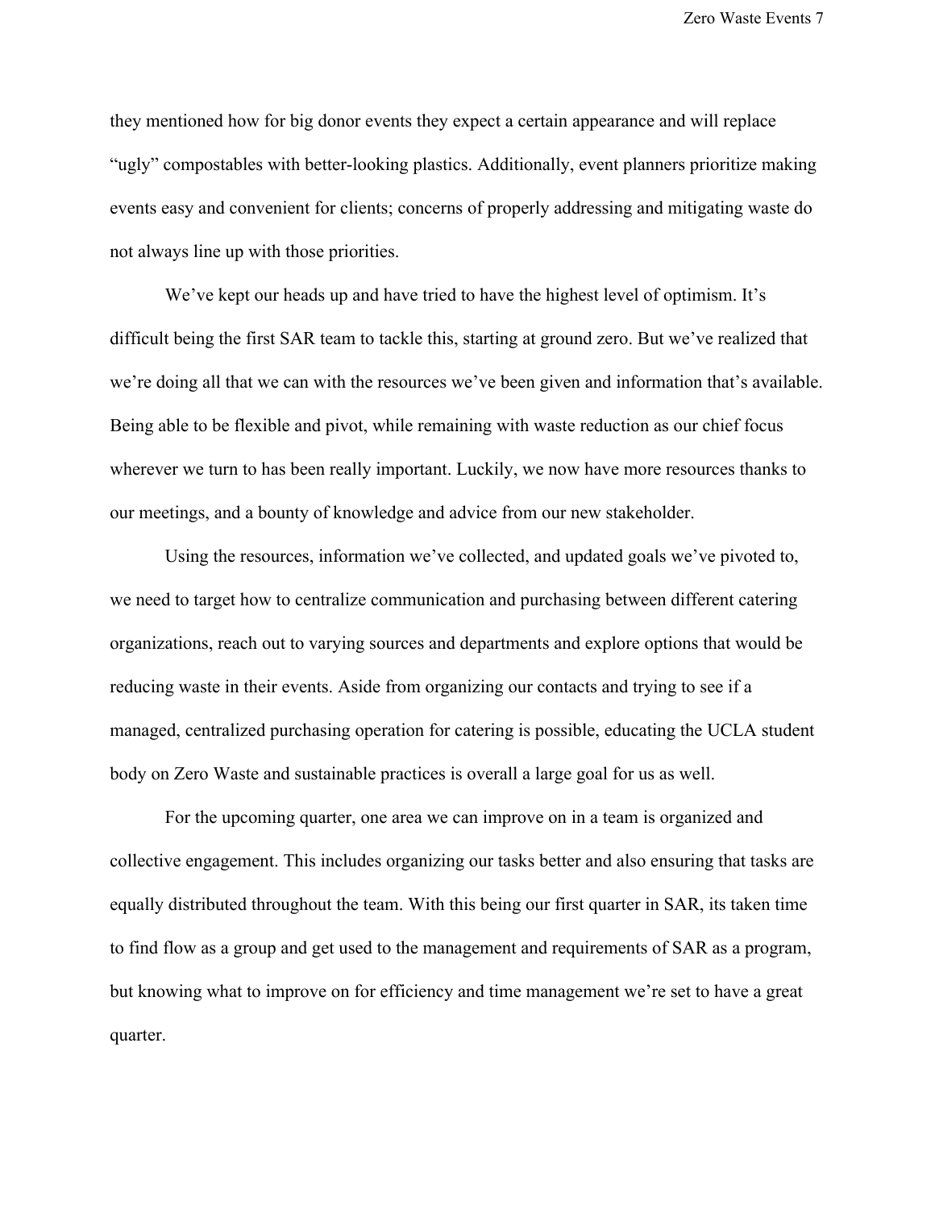they mentioned how for big donor events they expect a certain appearance and will replace "ugly" compostables with better-looking plastics. Additionally, event planners prioritize making events easy and convenient for clients; concerns of properly addressing and mitigating waste do not always line up with those priorities.

We've kept our heads up and have tried to have the highest level of optimism. It's difficult being the first SAR team to tackle this, starting at ground zero. But we've realized that we're doing all that we can with the resources we've been given and information that's available. Being able to be flexible and pivot, while remaining with waste reduction as our chief focus wherever we turn to has been really important. Luckily, we now have more resources thanks to our meetings, and a bounty of knowledge and advice from our new stakeholder.

Using the resources, information we've collected, and updated goals we've pivoted to, we need to target how to centralize communication and purchasing between different catering organizations, reach out to varying sources and departments and explore options that would be reducing waste in their events. Aside from organizing our contacts and trying to see if a managed, centralized purchasing operation for catering is possible, educating the UCLA student body on Zero Waste and sustainable practices is overall a large goal for us as well.

For the upcoming quarter, one area we can improve on in a team is organized and collective engagement. This includes organizing our tasks better and also ensuring that tasks are equally distributed throughout the team. With this being our first quarter in SAR, its taken time to find flow as a group and get used to the management and requirements of SAR as a program, but knowing what to improve on for efficiency and time management we're set to have a great quarter.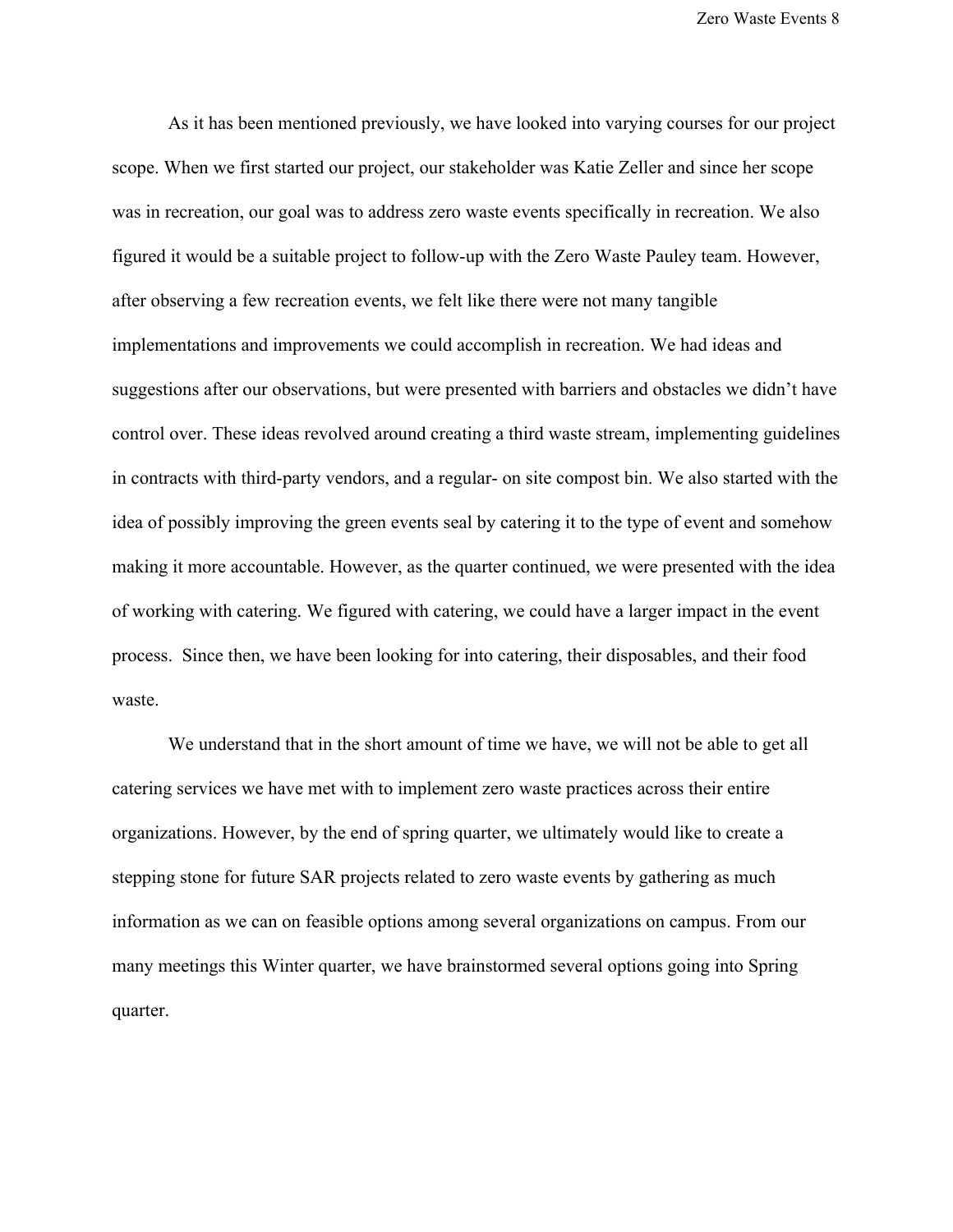As it has been mentioned previously, we have looked into varying courses for our project scope. When we first started our project, our stakeholder was Katie Zeller and since her scope was in recreation, our goal was to address zero waste events specifically in recreation. We also figured it would be a suitable project to follow-up with the Zero Waste Pauley team. However, after observing a few recreation events, we felt like there were not many tangible implementations and improvements we could accomplish in recreation. We had ideas and suggestions after our observations, but were presented with barriers and obstacles we didn't have control over. These ideas revolved around creating a third waste stream, implementing guidelines in contracts with third-party vendors, and a regular- on site compost bin. We also started with the idea of possibly improving the green events seal by catering it to the type of event and somehow making it more accountable. However, as the quarter continued, we were presented with the idea of working with catering. We figured with catering, we could have a larger impact in the event process. Since then, we have been looking for into catering, their disposables, and their food waste.

We understand that in the short amount of time we have, we will not be able to get all catering services we have met with to implement zero waste practices across their entire organizations. However, by the end of spring quarter, we ultimately would like to create a stepping stone for future SAR projects related to zero waste events by gathering as much information as we can on feasible options among several organizations on campus. From our many meetings this Winter quarter, we have brainstormed several options going into Spring quarter.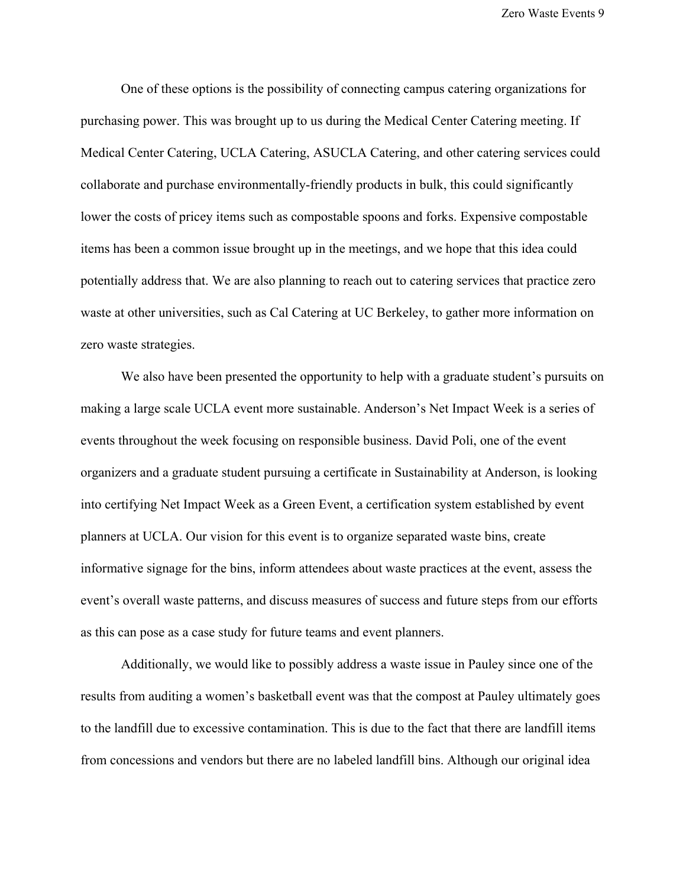One of these options is the possibility of connecting campus catering organizations for purchasing power. This was brought up to us during the Medical Center Catering meeting. If Medical Center Catering, UCLA Catering, ASUCLA Catering, and other catering services could collaborate and purchase environmentally-friendly products in bulk, this could significantly lower the costs of pricey items such as compostable spoons and forks. Expensive compostable items has been a common issue brought up in the meetings, and we hope that this idea could potentially address that. We are also planning to reach out to catering services that practice zero waste at other universities, such as Cal Catering at UC Berkeley, to gather more information on zero waste strategies.

We also have been presented the opportunity to help with a graduate student's pursuits on making a large scale UCLA event more sustainable. Anderson's Net Impact Week is a series of events throughout the week focusing on responsible business. David Poli, one of the event organizers and a graduate student pursuing a certificate in Sustainability at Anderson, is looking into certifying Net Impact Week as a Green Event, a certification system established by event planners at UCLA. Our vision for this event is to organize separated waste bins, create informative signage for the bins, inform attendees about waste practices at the event, assess the event's overall waste patterns, and discuss measures of success and future steps from our efforts as this can pose as a case study for future teams and event planners.

Additionally, we would like to possibly address a waste issue in Pauley since one of the results from auditing a women's basketball event was that the compost at Pauley ultimately goes to the landfill due to excessive contamination. This is due to the fact that there are landfill items from concessions and vendors but there are no labeled landfill bins. Although our original idea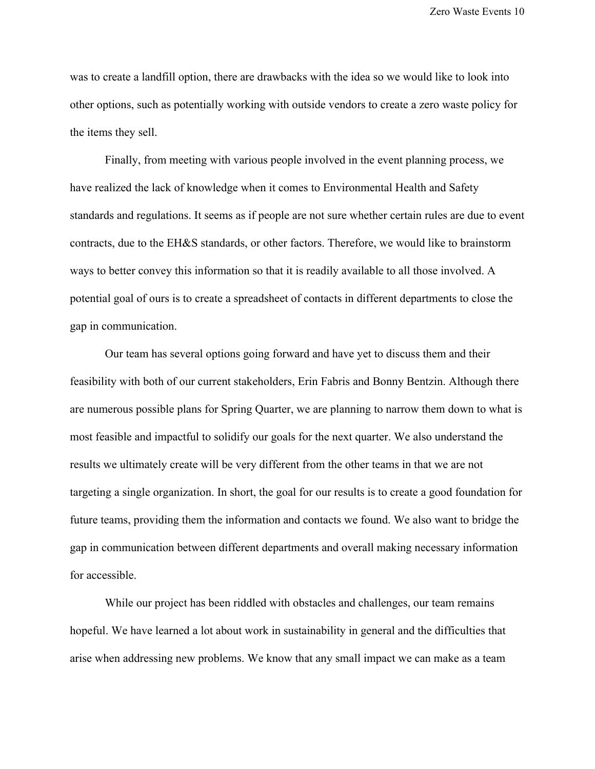was to create a landfill option, there are drawbacks with the idea so we would like to look into other options, such as potentially working with outside vendors to create a zero waste policy for the items they sell.

Finally, from meeting with various people involved in the event planning process, we have realized the lack of knowledge when it comes to Environmental Health and Safety standards and regulations. It seems as if people are not sure whether certain rules are due to event contracts, due to the EH&S standards, or other factors. Therefore, we would like to brainstorm ways to better convey this information so that it is readily available to all those involved. A potential goal of ours is to create a spreadsheet of contacts in different departments to close the gap in communication.

Our team has several options going forward and have yet to discuss them and their feasibility with both of our current stakeholders, Erin Fabris and Bonny Bentzin. Although there are numerous possible plans for Spring Quarter, we are planning to narrow them down to what is most feasible and impactful to solidify our goals for the next quarter. We also understand the results we ultimately create will be very different from the other teams in that we are not targeting a single organization. In short, the goal for our results is to create a good foundation for future teams, providing them the information and contacts we found. We also want to bridge the gap in communication between different departments and overall making necessary information for accessible.

While our project has been riddled with obstacles and challenges, our team remains hopeful. We have learned a lot about work in sustainability in general and the difficulties that arise when addressing new problems. We know that any small impact we can make as a team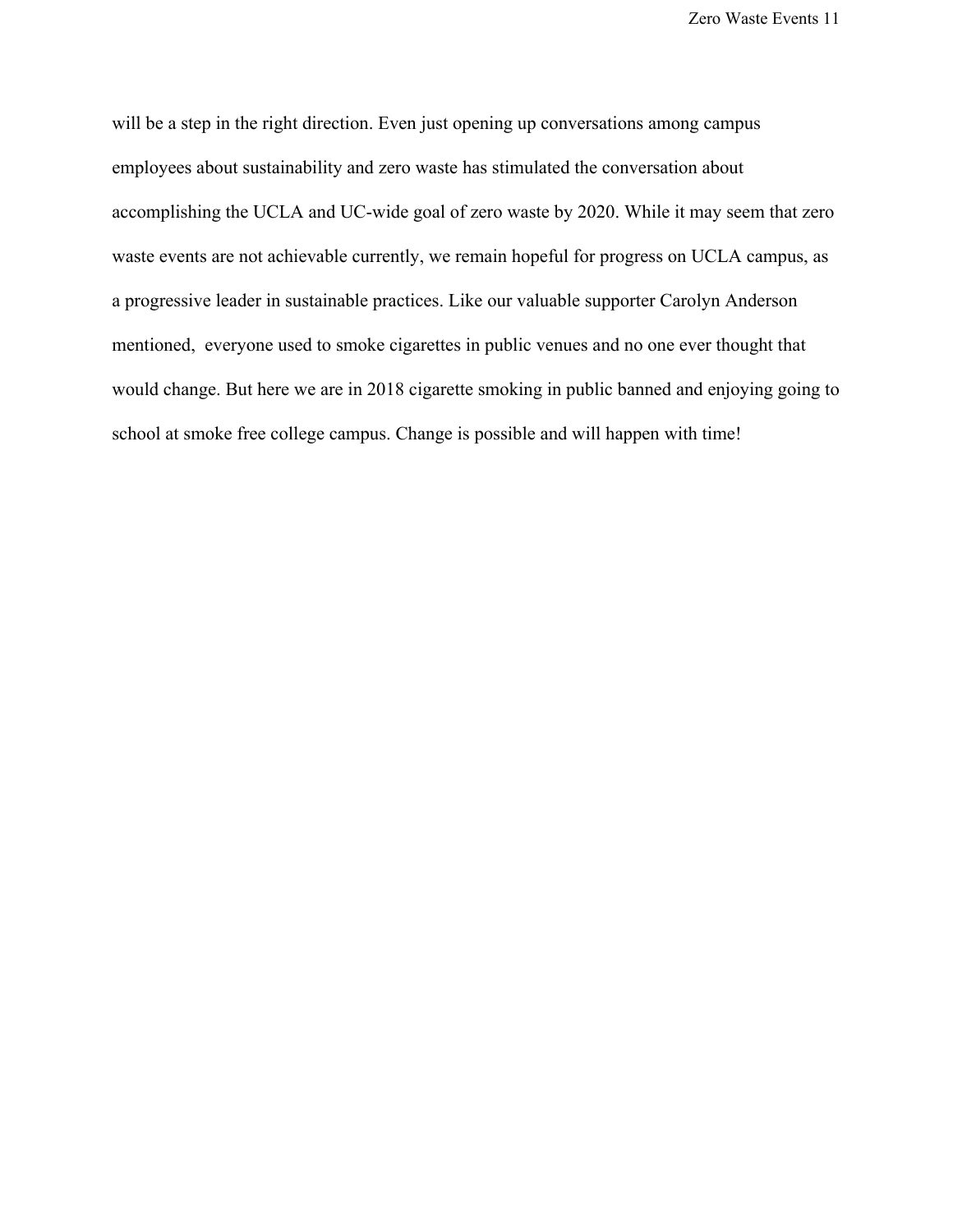will be a step in the right direction. Even just opening up conversations among campus employees about sustainability and zero waste has stimulated the conversation about accomplishing the UCLA and UC-wide goal of zero waste by 2020. While it may seem that zero waste events are not achievable currently, we remain hopeful for progress on UCLA campus, as a progressive leader in sustainable practices. Like our valuable supporter Carolyn Anderson mentioned,  everyone used to smoke cigarettes in public venues and no one ever thought that would change. But here we are in 2018 cigarette smoking in public banned and enjoying going to school at smoke free college campus. Change is possible and will happen with time!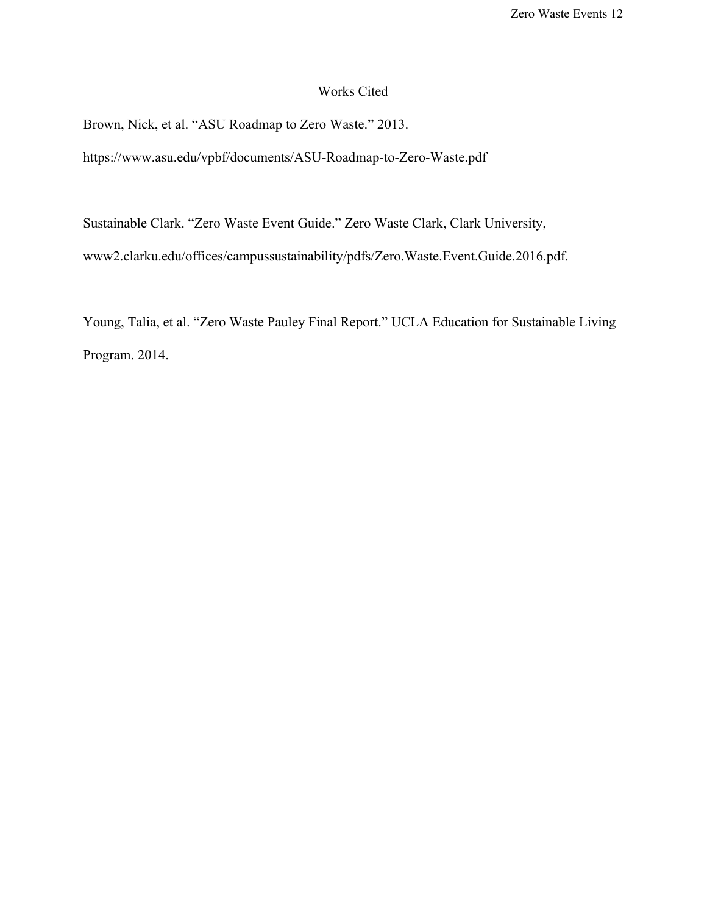# Works Cited

Brown, Nick, et al. "ASU Roadmap to Zero Waste." 2013. https://www.asu.edu/vpbf/documents/ASU-Roadmap-to-Zero-Waste.pdf

Sustainable Clark. "Zero Waste Event Guide." Zero Waste Clark, Clark University, www2.clarku.edu/offices/campussustainability/pdfs/Zero.Waste.Event.Guide.2016.pdf.

Young, Talia, et al. "Zero Waste Pauley Final Report." UCLA Education for Sustainable Living Program. 2014.